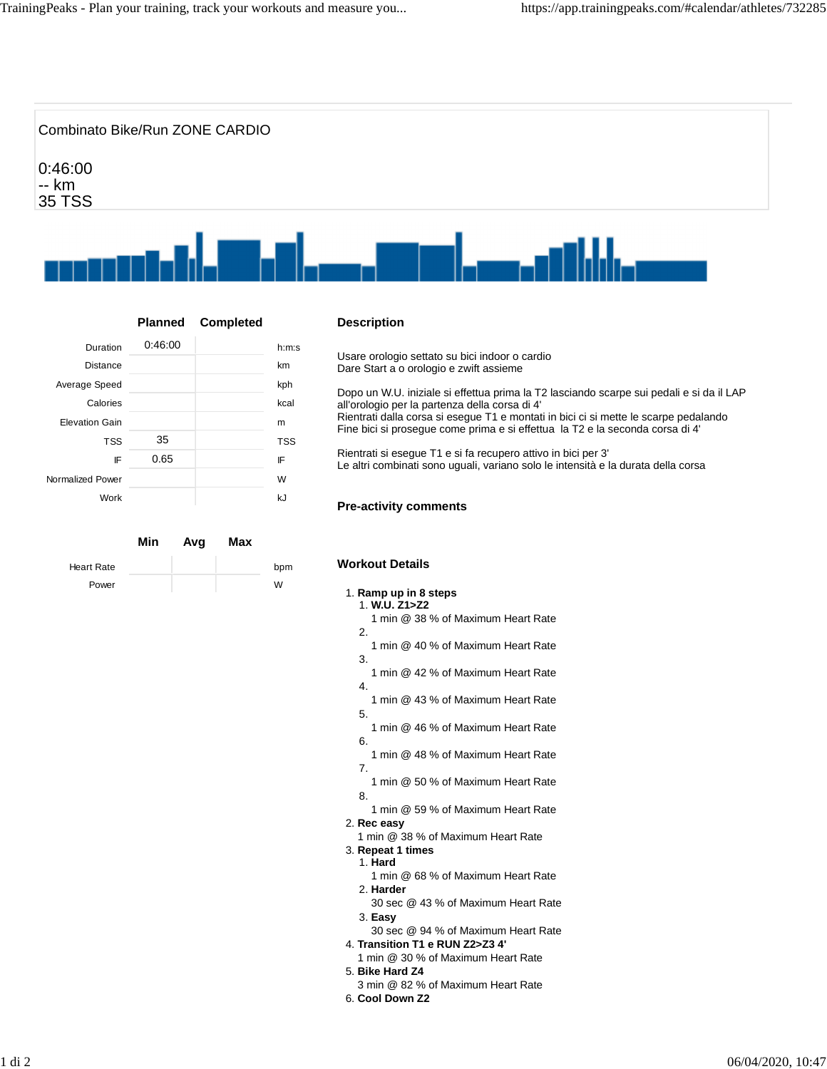# Combinato Bike/Run ZONE CARDIO

0:46:00
-- km
35 TSS

| | Planned | Completed | |
|---|---|---|---|
| Duration | 0:46:00 | | h:m:s |
| Distance | | | km |
| Average Speed | | | kph |
| Calories | | | kcal |
| Elevation Gain | | | m |
| TSS | 35 | | TSS |
| IF | 0.65 | | IF |
| Normalized Power | | | W |
| Work | | | kJ |

| | Min | Avg | Max | |
|---|---|---|---|---|
| Heart Rate | | | | bpm |
| Power | | | | W |

## Description

Usare orologio settato su bici indoor o cardio
Dare Start a o orologio e zwift assieme

Dopo un W.U. iniziale si effettua prima la T2 lasciando scarpe sui pedali e si da il LAP all'orologio per la partenza della corsa di 4'
Rientrati dalla corsa si esegue T1 e montati in bici ci si mette le scarpe pedalando
Fine bici si prosegue come prima e si effettua la T2 e la seconda corsa di 4'

Rientrati si esegue T1 e si fa recupero attivo in bici per 3'
Le altri combinati sono uguali, variano solo le intensità e la durata della corsa

## Pre-activity comments

## Workout Details

1. **Ramp up in 8 steps**
   1. **W.U. Z1>Z2**
      1 min @ 38 % of Maximum Heart Rate
   2. 
      1 min @ 40 % of Maximum Heart Rate
   3. 
      1 min @ 42 % of Maximum Heart Rate
   4. 
      1 min @ 43 % of Maximum Heart Rate
   5. 
      1 min @ 46 % of Maximum Heart Rate
   6. 
      1 min @ 48 % of Maximum Heart Rate
   7. 
      1 min @ 50 % of Maximum Heart Rate
   8. 
      1 min @ 59 % of Maximum Heart Rate
2. **Rec easy**
   1 min @ 38 % of Maximum Heart Rate
3. **Repeat 1 times**
   1. **Hard**
      1 min @ 68 % of Maximum Heart Rate
   2. **Harder**
      30 sec @ 43 % of Maximum Heart Rate
   3. **Easy**
      30 sec @ 94 % of Maximum Heart Rate
4. **Transition T1 e RUN Z2>Z3 4'**
   1 min @ 30 % of Maximum Heart Rate
5. **Bike Hard Z4**
   3 min @ 82 % of Maximum Heart Rate
6. **Cool Down Z2**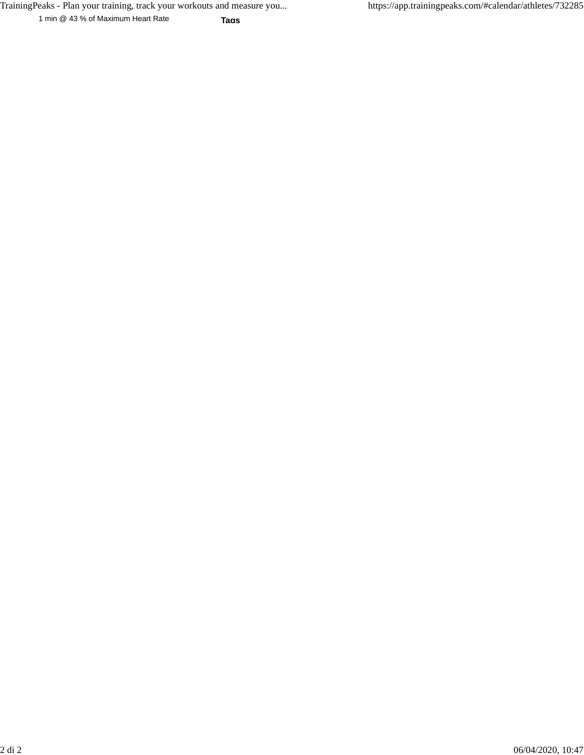1 min @ 43 % of Maximum Heart Rate

**Tags**